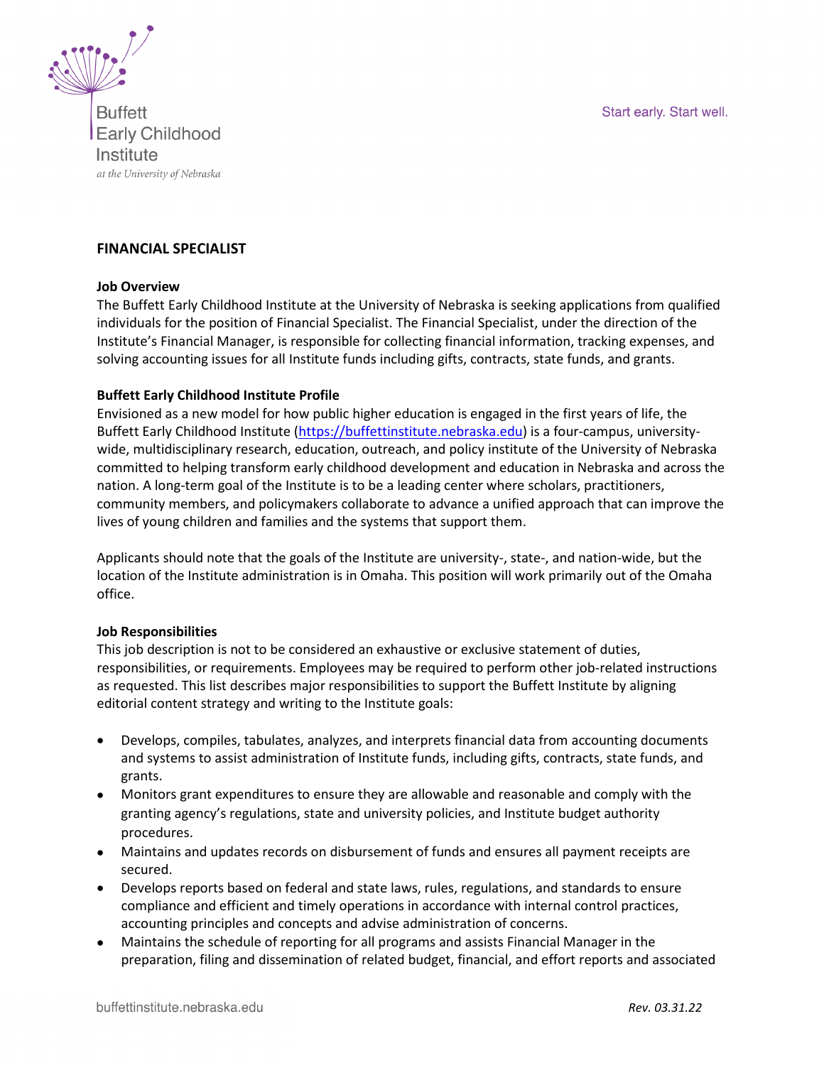Buffett Early Childhood Institute
*at the University of Nebraska*

Start early. Start well.

# FINANCIAL SPECIALIST

## Job Overview

The Buffett Early Childhood Institute at the University of Nebraska is seeking applications from qualified individuals for the position of Financial Specialist. The Financial Specialist, under the direction of the Institute's Financial Manager, is responsible for collecting financial information, tracking expenses, and solving accounting issues for all Institute funds including gifts, contracts, state funds, and grants.

## Buffett Early Childhood Institute Profile

Envisioned as a new model for how public higher education is engaged in the first years of life, the Buffett Early Childhood Institute (https://buffettinstitute.nebraska.edu) is a four-campus, university-wide, multidisciplinary research, education, outreach, and policy institute of the University of Nebraska committed to helping transform early childhood development and education in Nebraska and across the nation. A long-term goal of the Institute is to be a leading center where scholars, practitioners, community members, and policymakers collaborate to advance a unified approach that can improve the lives of young children and families and the systems that support them.

Applicants should note that the goals of the Institute are university-, state-, and nation-wide, but the location of the Institute administration is in Omaha. This position will work primarily out of the Omaha office.

## Job Responsibilities

This job description is not to be considered an exhaustive or exclusive statement of duties, responsibilities, or requirements. Employees may be required to perform other job-related instructions as requested. This list describes major responsibilities to support the Buffett Institute by aligning editorial content strategy and writing to the Institute goals:

- Develops, compiles, tabulates, analyzes, and interprets financial data from accounting documents and systems to assist administration of Institute funds, including gifts, contracts, state funds, and grants.
- Monitors grant expenditures to ensure they are allowable and reasonable and comply with the granting agency's regulations, state and university policies, and Institute budget authority procedures.
- Maintains and updates records on disbursement of funds and ensures all payment receipts are secured.
- Develops reports based on federal and state laws, rules, regulations, and standards to ensure compliance and efficient and timely operations in accordance with internal control practices, accounting principles and concepts and advise administration of concerns.
- Maintains the schedule of reporting for all programs and assists Financial Manager in the preparation, filing and dissemination of related budget, financial, and effort reports and associated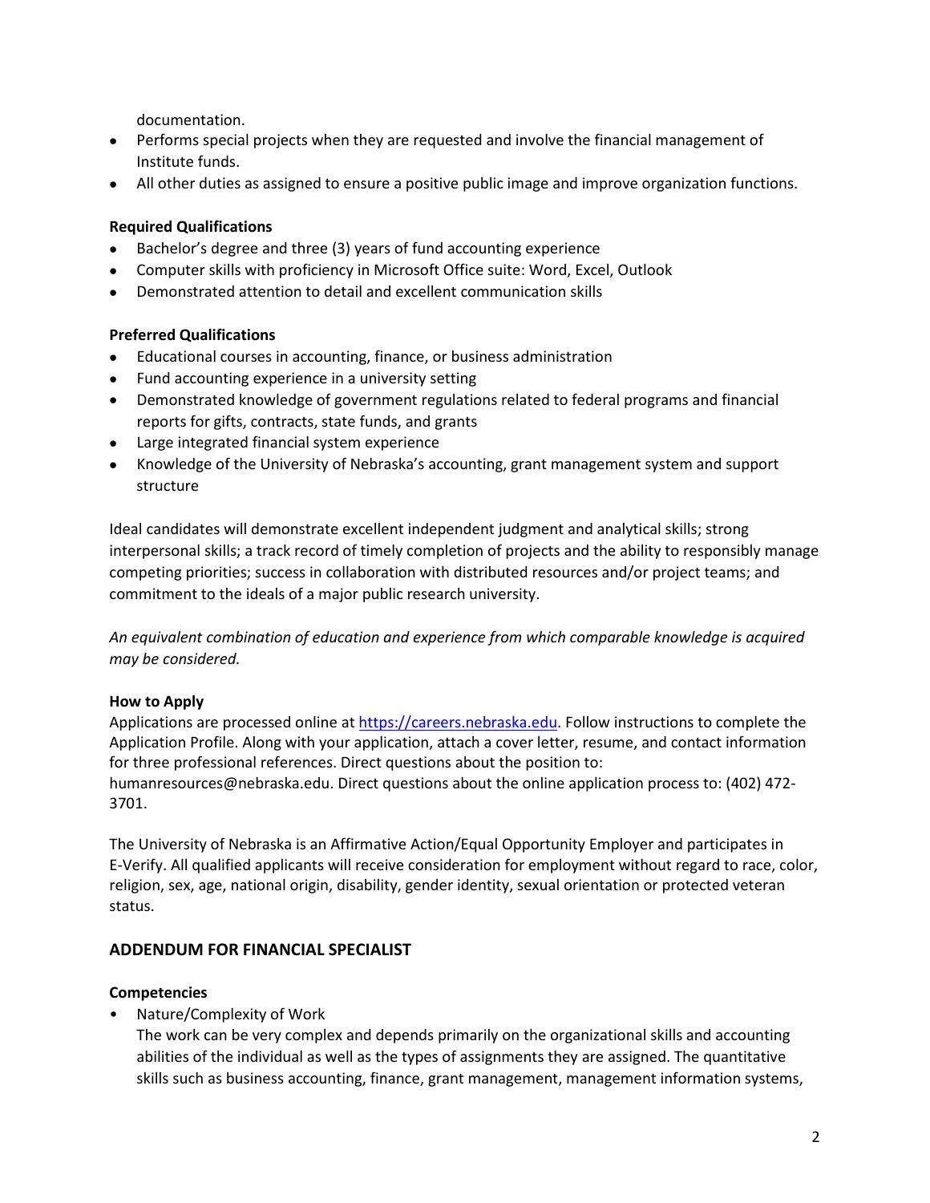documentation.

- Performs special projects when they are requested and involve the financial management of Institute funds.
- All other duties as assigned to ensure a positive public image and improve organization functions.

**Required Qualifications**

- Bachelor's degree and three (3) years of fund accounting experience
- Computer skills with proficiency in Microsoft Office suite: Word, Excel, Outlook
- Demonstrated attention to detail and excellent communication skills

**Preferred Qualifications**

- Educational courses in accounting, finance, or business administration
- Fund accounting experience in a university setting
- Demonstrated knowledge of government regulations related to federal programs and financial reports for gifts, contracts, state funds, and grants
- Large integrated financial system experience
- Knowledge of the University of Nebraska's accounting, grant management system and support structure

Ideal candidates will demonstrate excellent independent judgment and analytical skills; strong interpersonal skills; a track record of timely completion of projects and the ability to responsibly manage competing priorities; success in collaboration with distributed resources and/or project teams; and commitment to the ideals of a major public research university.

*An equivalent combination of education and experience from which comparable knowledge is acquired may be considered.*

**How to Apply**

Applications are processed online at [https://careers.nebraska.edu](https://careers.nebraska.edu). Follow instructions to complete the Application Profile. Along with your application, attach a cover letter, resume, and contact information for three professional references. Direct questions about the position to: humanresources@nebraska.edu. Direct questions about the online application process to: (402) 472-3701.

The University of Nebraska is an Affirmative Action/Equal Opportunity Employer and participates in E-Verify. All qualified applicants will receive consideration for employment without regard to race, color, religion, sex, age, national origin, disability, gender identity, sexual orientation or protected veteran status.

## ADDENDUM FOR FINANCIAL SPECIALIST

**Competencies**

- Nature/Complexity of Work
  The work can be very complex and depends primarily on the organizational skills and accounting abilities of the individual as well as the types of assignments they are assigned. The quantitative skills such as business accounting, finance, grant management, management information systems,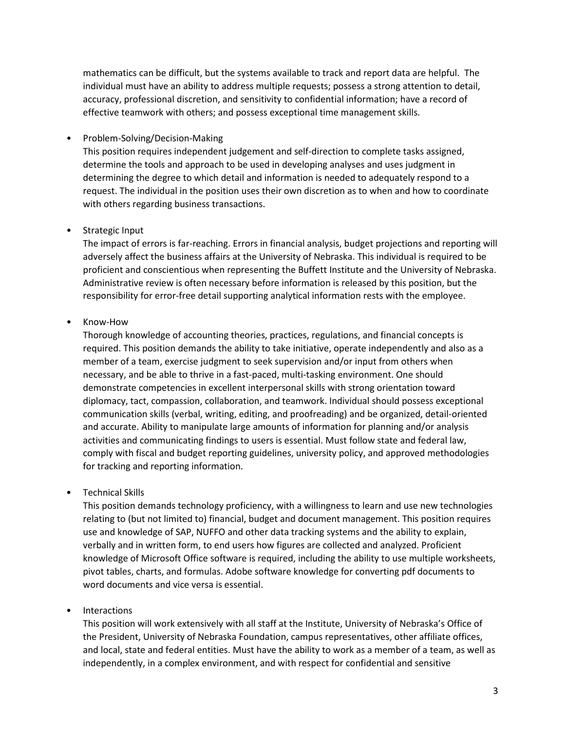mathematics can be difficult, but the systems available to track and report data are helpful. The individual must have an ability to address multiple requests; possess a strong attention to detail, accuracy, professional discretion, and sensitivity to confidential information; have a record of effective teamwork with others; and possess exceptional time management skills.

- Problem-Solving/Decision-Making
  This position requires independent judgement and self-direction to complete tasks assigned, determine the tools and approach to be used in developing analyses and uses judgment in determining the degree to which detail and information is needed to adequately respond to a request. The individual in the position uses their own discretion as to when and how to coordinate with others regarding business transactions.

- Strategic Input
  The impact of errors is far-reaching. Errors in financial analysis, budget projections and reporting will adversely affect the business affairs at the University of Nebraska. This individual is required to be proficient and conscientious when representing the Buffett Institute and the University of Nebraska. Administrative review is often necessary before information is released by this position, but the responsibility for error-free detail supporting analytical information rests with the employee.

- Know-How
  Thorough knowledge of accounting theories, practices, regulations, and financial concepts is required. This position demands the ability to take initiative, operate independently and also as a member of a team, exercise judgment to seek supervision and/or input from others when necessary, and be able to thrive in a fast-paced, multi-tasking environment. One should demonstrate competencies in excellent interpersonal skills with strong orientation toward diplomacy, tact, compassion, collaboration, and teamwork. Individual should possess exceptional communication skills (verbal, writing, editing, and proofreading) and be organized, detail-oriented and accurate. Ability to manipulate large amounts of information for planning and/or analysis activities and communicating findings to users is essential. Must follow state and federal law, comply with fiscal and budget reporting guidelines, university policy, and approved methodologies for tracking and reporting information.

- Technical Skills
  This position demands technology proficiency, with a willingness to learn and use new technologies relating to (but not limited to) financial, budget and document management. This position requires use and knowledge of SAP, NUFFO and other data tracking systems and the ability to explain, verbally and in written form, to end users how figures are collected and analyzed. Proficient knowledge of Microsoft Office software is required, including the ability to use multiple worksheets, pivot tables, charts, and formulas. Adobe software knowledge for converting pdf documents to word documents and vice versa is essential.

- Interactions
  This position will work extensively with all staff at the Institute, University of Nebraska's Office of the President, University of Nebraska Foundation, campus representatives, other affiliate offices, and local, state and federal entities. Must have the ability to work as a member of a team, as well as independently, in a complex environment, and with respect for confidential and sensitive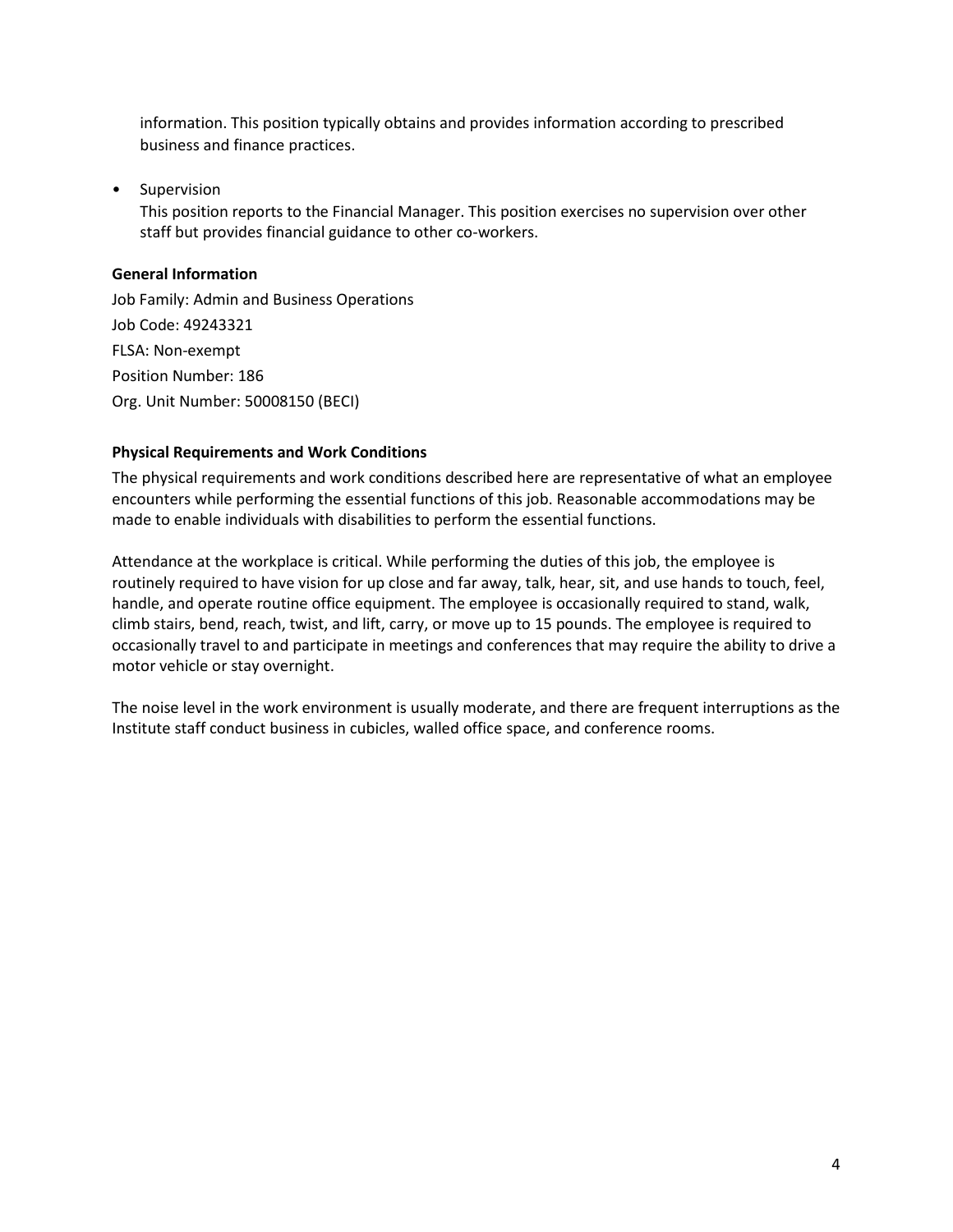information. This position typically obtains and provides information according to prescribed business and finance practices.

- Supervision
  This position reports to the Financial Manager. This position exercises no supervision over other staff but provides financial guidance to other co-workers.

**General Information**

Job Family: Admin and Business Operations
Job Code: 49243321
FLSA: Non-exempt
Position Number: 186
Org. Unit Number: 50008150 (BECI)

**Physical Requirements and Work Conditions**

The physical requirements and work conditions described here are representative of what an employee encounters while performing the essential functions of this job. Reasonable accommodations may be made to enable individuals with disabilities to perform the essential functions.

Attendance at the workplace is critical. While performing the duties of this job, the employee is routinely required to have vision for up close and far away, talk, hear, sit, and use hands to touch, feel, handle, and operate routine office equipment. The employee is occasionally required to stand, walk, climb stairs, bend, reach, twist, and lift, carry, or move up to 15 pounds. The employee is required to occasionally travel to and participate in meetings and conferences that may require the ability to drive a motor vehicle or stay overnight.

The noise level in the work environment is usually moderate, and there are frequent interruptions as the Institute staff conduct business in cubicles, walled office space, and conference rooms.